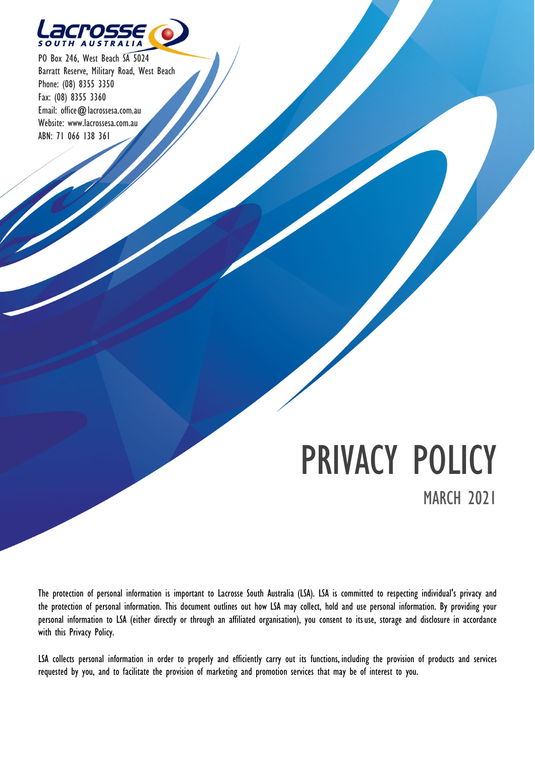Lacrosse SOUTH AUSTRALIA

PO Box 246, West Beach SA 5024
Barratt Reserve, Military Road, West Beach
Phone: (08) 8355 3350
Fax: (08) 8355 3360
Email: office@lacrossesa.com.au
Website: www.lacrossesa.com.au
ABN: 71 066 138 361

# PRIVACY POLICY

## MARCH 2021

The protection of personal information is important to Lacrosse South Australia (LSA). LSA is committed to respecting individual's privacy and the protection of personal information. This document outlines out how LSA may collect, hold and use personal information. By providing your personal information to LSA (either directly or through an affiliated organisation), you consent to its use, storage and disclosure in accordance with this Privacy Policy.

LSA collects personal information in order to properly and efficiently carry out its functions, including the provision of products and services requested by you, and to facilitate the provision of marketing and promotion services that may be of interest to you.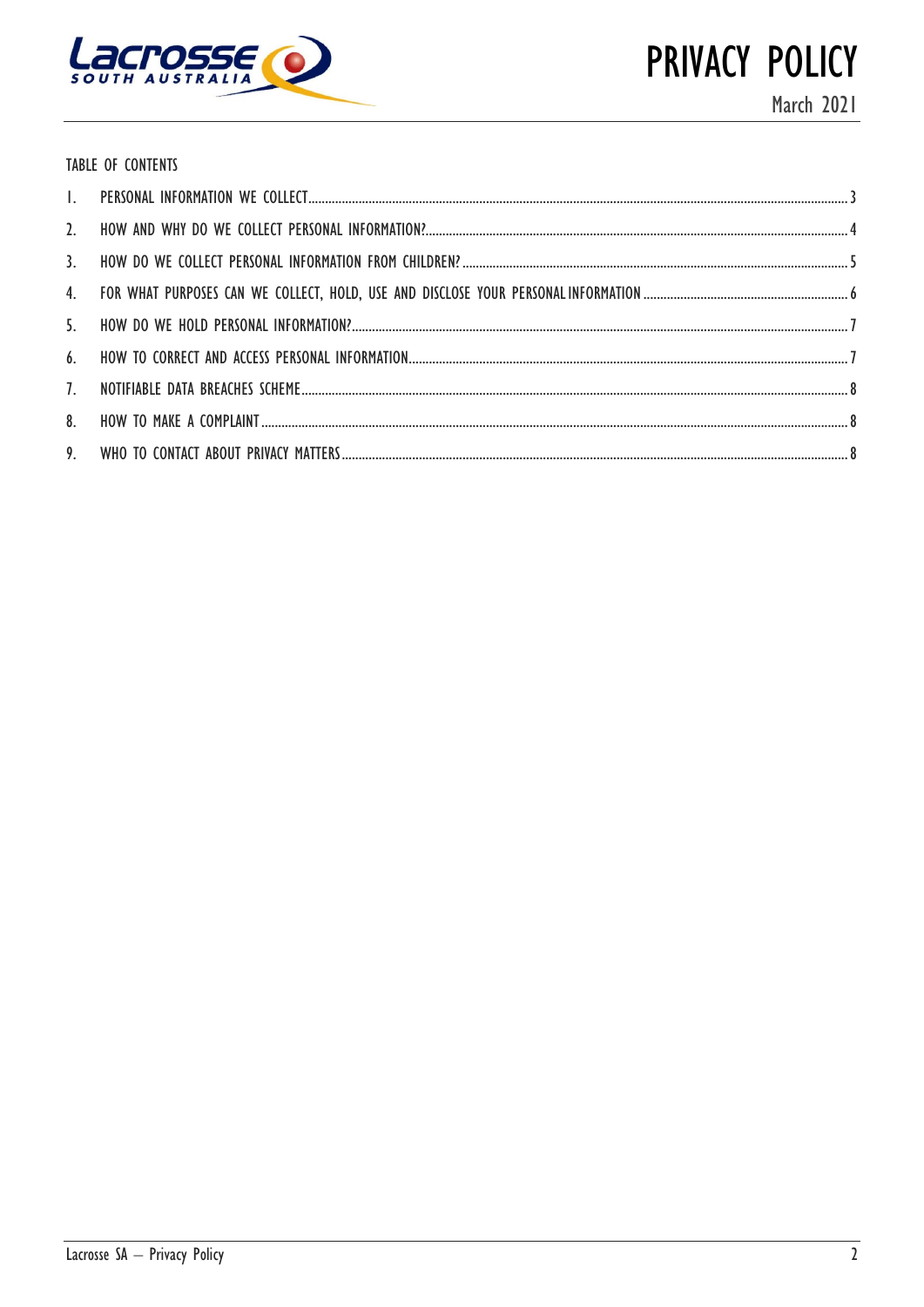# PRIVACY POLICY

March 2021

TABLE OF CONTENTS

1. PERSONAL INFORMATION WE COLLECT ... 3
2. HOW AND WHY DO WE COLLECT PERSONAL INFORMATION? ... 4
3. HOW DO WE COLLECT PERSONAL INFORMATION FROM CHILDREN? ... 5
4. FOR WHAT PURPOSES CAN WE COLLECT, HOLD, USE AND DISCLOSE YOUR PERSONAL INFORMATION ... 6
5. HOW DO WE HOLD PERSONAL INFORMATION? ... 7
6. HOW TO CORRECT AND ACCESS PERSONAL INFORMATION ... 7
7. NOTIFIABLE DATA BREACHES SCHEME ... 8
8. HOW TO MAKE A COMPLAINT ... 8
9. WHO TO CONTACT ABOUT PRIVACY MATTERS ... 8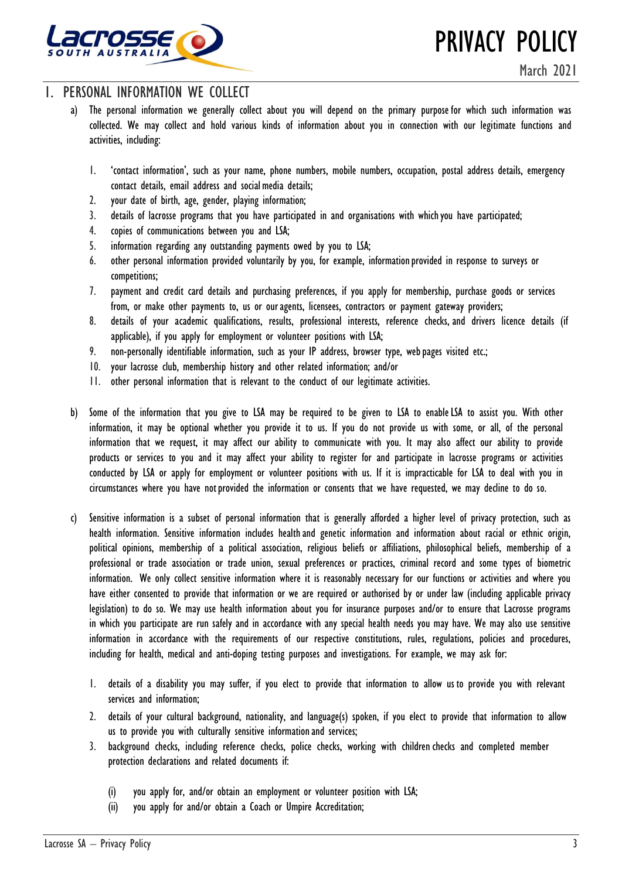# 1. PERSONAL INFORMATION WE COLLECT

a) The personal information we generally collect about you will depend on the primary purpose for which such information was collected. We may collect and hold various kinds of information about you in connection with our legitimate functions and activities, including:

1. 'contact information', such as your name, phone numbers, mobile numbers, occupation, postal address details, emergency contact details, email address and social media details;
2. your date of birth, age, gender, playing information;
3. details of lacrosse programs that you have participated in and organisations with which you have participated;
4. copies of communications between you and LSA;
5. information regarding any outstanding payments owed by you to LSA;
6. other personal information provided voluntarily by you, for example, information provided in response to surveys or competitions;
7. payment and credit card details and purchasing preferences, if you apply for membership, purchase goods or services from, or make other payments to, us or our agents, licensees, contractors or payment gateway providers;
8. details of your academic qualifications, results, professional interests, reference checks, and drivers licence details (if applicable), if you apply for employment or volunteer positions with LSA;
9. non-personally identifiable information, such as your IP address, browser type, web pages visited etc.;
10. your lacrosse club, membership history and other related information; and/or
11. other personal information that is relevant to the conduct of our legitimate activities.

b) Some of the information that you give to LSA may be required to be given to LSA to enable LSA to assist you. With other information, it may be optional whether you provide it to us. If you do not provide us with some, or all, of the personal information that we request, it may affect our ability to communicate with you. It may also affect our ability to provide products or services to you and it may affect your ability to register for and participate in lacrosse programs or activities conducted by LSA or apply for employment or volunteer positions with us. If it is impracticable for LSA to deal with you in circumstances where you have not provided the information or consents that we have requested, we may decline to do so.

c) Sensitive information is a subset of personal information that is generally afforded a higher level of privacy protection, such as health information. Sensitive information includes health and genetic information and information about racial or ethnic origin, political opinions, membership of a political association, religious beliefs or affiliations, philosophical beliefs, membership of a professional or trade association or trade union, sexual preferences or practices, criminal record and some types of biometric information. We only collect sensitive information where it is reasonably necessary for our functions or activities and where you have either consented to provide that information or we are required or authorised by or under law (including applicable privacy legislation) to do so. We may use health information about you for insurance purposes and/or to ensure that Lacrosse programs in which you participate are run safely and in accordance with any special health needs you may have. We may also use sensitive information in accordance with the requirements of our respective constitutions, rules, regulations, policies and procedures, including for health, medical and anti-doping testing purposes and investigations. For example, we may ask for:

1. details of a disability you may suffer, if you elect to provide that information to allow us to provide you with relevant services and information;
2. details of your cultural background, nationality, and language(s) spoken, if you elect to provide that information to allow us to provide you with culturally sensitive information and services;
3. background checks, including reference checks, police checks, working with children checks and completed member protection declarations and related documents if:
   - (i) you apply for, and/or obtain an employment or volunteer position with LSA;
   - (ii) you apply for and/or obtain a Coach or Umpire Accreditation;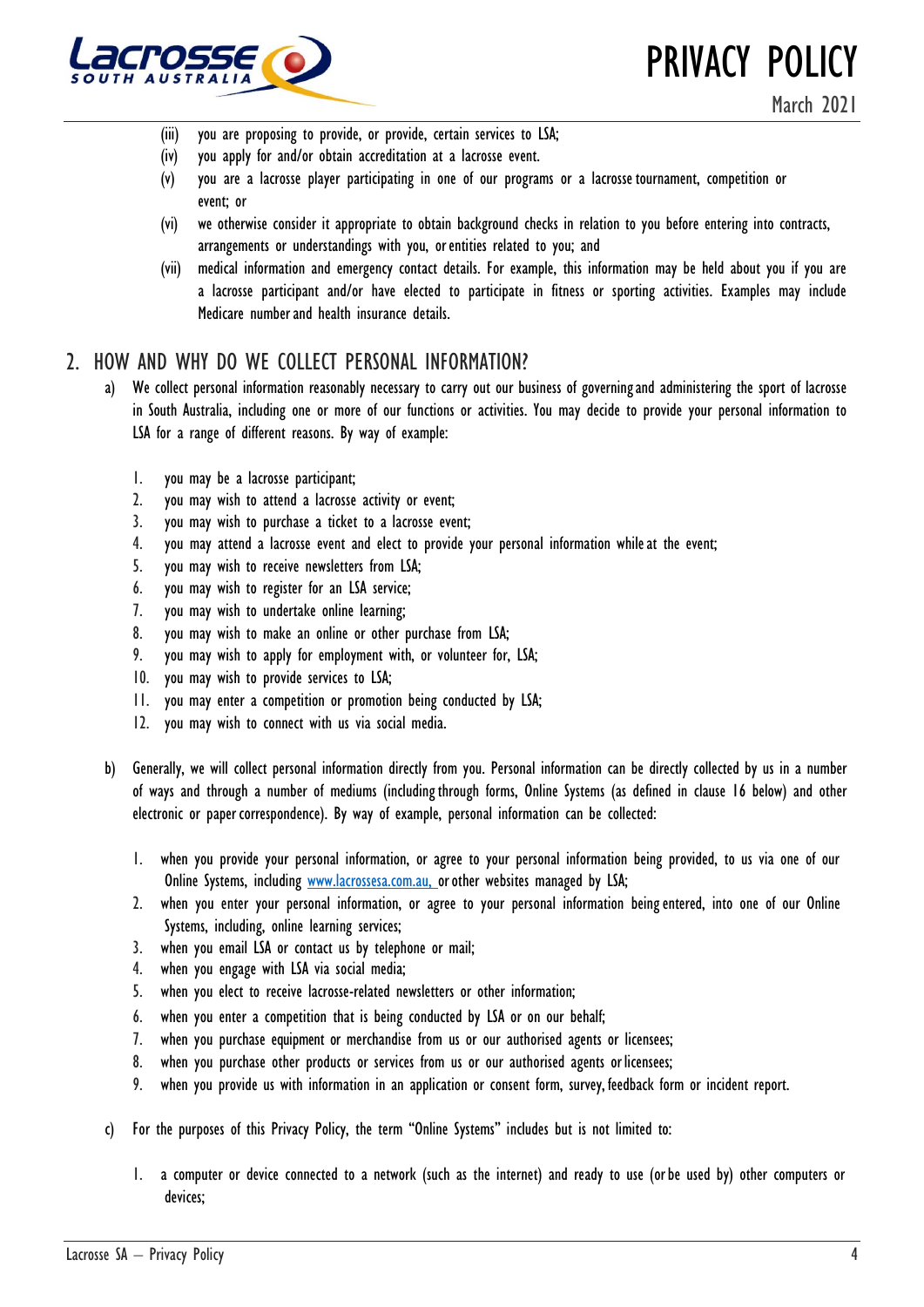(iii) you are proposing to provide, or provide, certain services to LSA;
(iv) you apply for and/or obtain accreditation at a lacrosse event.
(v) you are a lacrosse player participating in one of our programs or a lacrosse tournament, competition or event; or
(vi) we otherwise consider it appropriate to obtain background checks in relation to you before entering into contracts, arrangements or understandings with you, or entities related to you; and
(vii) medical information and emergency contact details. For example, this information may be held about you if you are a lacrosse participant and/or have elected to participate in fitness or sporting activities. Examples may include Medicare number and health insurance details.

## 2. HOW AND WHY DO WE COLLECT PERSONAL INFORMATION?

a) We collect personal information reasonably necessary to carry out our business of governing and administering the sport of lacrosse in South Australia, including one or more of our functions or activities. You may decide to provide your personal information to LSA for a range of different reasons. By way of example:

1. you may be a lacrosse participant;
2. you may wish to attend a lacrosse activity or event;
3. you may wish to purchase a ticket to a lacrosse event;
4. you may attend a lacrosse event and elect to provide your personal information while at the event;
5. you may wish to receive newsletters from LSA;
6. you may wish to register for an LSA service;
7. you may wish to undertake online learning;
8. you may wish to make an online or other purchase from LSA;
9. you may wish to apply for employment with, or volunteer for, LSA;
10. you may wish to provide services to LSA;
11. you may enter a competition or promotion being conducted by LSA;
12. you may wish to connect with us via social media.

b) Generally, we will collect personal information directly from you. Personal information can be directly collected by us in a number of ways and through a number of mediums (including through forms, Online Systems (as defined in clause 16 below) and other electronic or paper correspondence). By way of example, personal information can be collected:

1. when you provide your personal information, or agree to your personal information being provided, to us via one of our Online Systems, including [www.lacrossesa.com.au,](http://www.lacrossesa.com.au) or other websites managed by LSA;
2. when you enter your personal information, or agree to your personal information being entered, into one of our Online Systems, including, online learning services;
3. when you email LSA or contact us by telephone or mail;
4. when you engage with LSA via social media;
5. when you elect to receive lacrosse-related newsletters or other information;
6. when you enter a competition that is being conducted by LSA or on our behalf;
7. when you purchase equipment or merchandise from us or our authorised agents or licensees;
8. when you purchase other products or services from us or our authorised agents or licensees;
9. when you provide us with information in an application or consent form, survey, feedback form or incident report.

c) For the purposes of this Privacy Policy, the term "Online Systems" includes but is not limited to:

1. a computer or device connected to a network (such as the internet) and ready to use (or be used by) other computers or devices;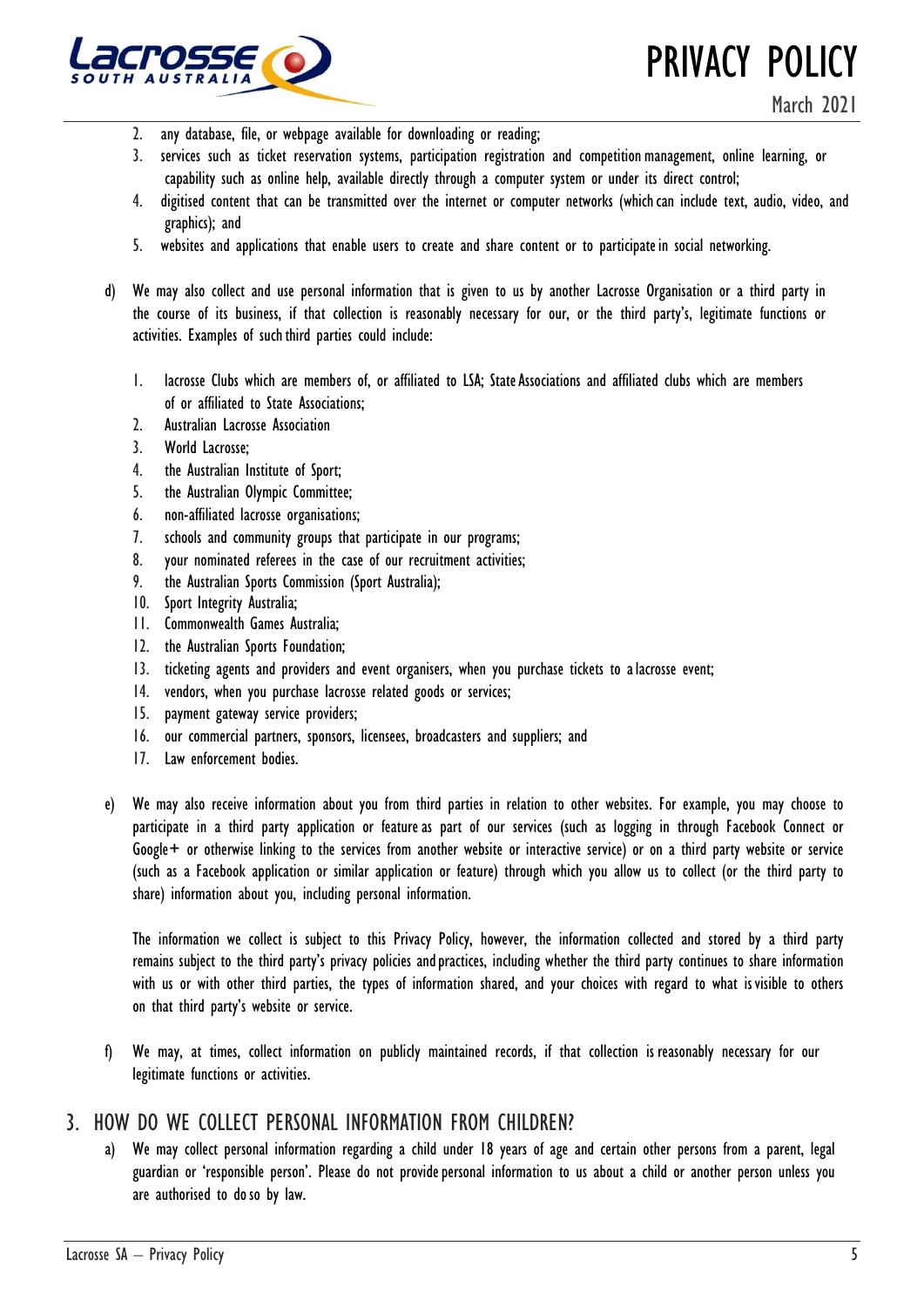2. any database, file, or webpage available for downloading or reading;
3. services such as ticket reservation systems, participation registration and competition management, online learning, or capability such as online help, available directly through a computer system or under its direct control;
4. digitised content that can be transmitted over the internet or computer networks (which can include text, audio, video, and graphics); and
5. websites and applications that enable users to create and share content or to participate in social networking.

d) We may also collect and use personal information that is given to us by another Lacrosse Organisation or a third party in the course of its business, if that collection is reasonably necessary for our, or the third party's, legitimate functions or activities. Examples of such third parties could include:

1. lacrosse Clubs which are members of, or affiliated to LSA; State Associations and affiliated clubs which are members of or affiliated to State Associations;
2. Australian Lacrosse Association
3. World Lacrosse;
4. the Australian Institute of Sport;
5. the Australian Olympic Committee;
6. non-affiliated lacrosse organisations;
7. schools and community groups that participate in our programs;
8. your nominated referees in the case of our recruitment activities;
9. the Australian Sports Commission (Sport Australia);
10. Sport Integrity Australia;
11. Commonwealth Games Australia;
12. the Australian Sports Foundation;
13. ticketing agents and providers and event organisers, when you purchase tickets to a lacrosse event;
14. vendors, when you purchase lacrosse related goods or services;
15. payment gateway service providers;
16. our commercial partners, sponsors, licensees, broadcasters and suppliers; and
17. Law enforcement bodies.

e) We may also receive information about you from third parties in relation to other websites. For example, you may choose to participate in a third party application or feature as part of our services (such as logging in through Facebook Connect or Google+ or otherwise linking to the services from another website or interactive service) or on a third party website or service (such as a Facebook application or similar application or feature) through which you allow us to collect (or the third party to share) information about you, including personal information.

The information we collect is subject to this Privacy Policy, however, the information collected and stored by a third party remains subject to the third party's privacy policies and practices, including whether the third party continues to share information with us or with other third parties, the types of information shared, and your choices with regard to what is visible to others on that third party's website or service.

f) We may, at times, collect information on publicly maintained records, if that collection is reasonably necessary for our legitimate functions or activities.

## 3. HOW DO WE COLLECT PERSONAL INFORMATION FROM CHILDREN?

a) We may collect personal information regarding a child under 18 years of age and certain other persons from a parent, legal guardian or 'responsible person'. Please do not provide personal information to us about a child or another person unless you are authorised to do so by law.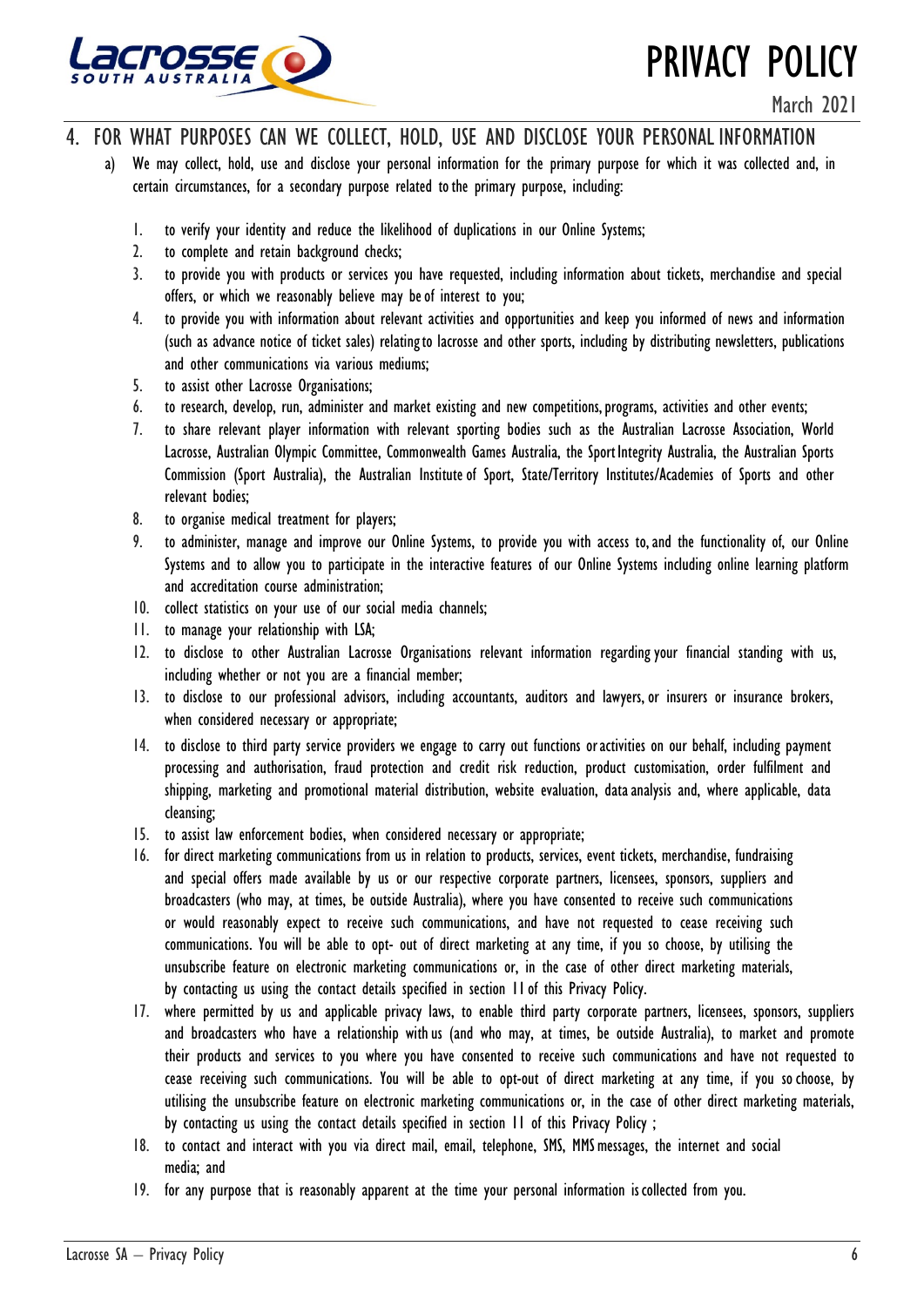## 4. FOR WHAT PURPOSES CAN WE COLLECT, HOLD, USE AND DISCLOSE YOUR PERSONAL INFORMATION

a) We may collect, hold, use and disclose your personal information for the primary purpose for which it was collected and, in certain circumstances, for a secondary purpose related to the primary purpose, including:

1. to verify your identity and reduce the likelihood of duplications in our Online Systems;
2. to complete and retain background checks;
3. to provide you with products or services you have requested, including information about tickets, merchandise and special offers, or which we reasonably believe may be of interest to you;
4. to provide you with information about relevant activities and opportunities and keep you informed of news and information (such as advance notice of ticket sales) relating to lacrosse and other sports, including by distributing newsletters, publications and other communications via various mediums;
5. to assist other Lacrosse Organisations;
6. to research, develop, run, administer and market existing and new competitions, programs, activities and other events;
7. to share relevant player information with relevant sporting bodies such as the Australian Lacrosse Association, World Lacrosse, Australian Olympic Committee, Commonwealth Games Australia, the Sport Integrity Australia, the Australian Sports Commission (Sport Australia), the Australian Institute of Sport, State/Territory Institutes/Academies of Sports and other relevant bodies;
8. to organise medical treatment for players;
9. to administer, manage and improve our Online Systems, to provide you with access to, and the functionality of, our Online Systems and to allow you to participate in the interactive features of our Online Systems including online learning platform and accreditation course administration;
10. collect statistics on your use of our social media channels;
11. to manage your relationship with LSA;
12. to disclose to other Australian Lacrosse Organisations relevant information regarding your financial standing with us, including whether or not you are a financial member;
13. to disclose to our professional advisors, including accountants, auditors and lawyers, or insurers or insurance brokers, when considered necessary or appropriate;
14. to disclose to third party service providers we engage to carry out functions or activities on our behalf, including payment processing and authorisation, fraud protection and credit risk reduction, product customisation, order fulfilment and shipping, marketing and promotional material distribution, website evaluation, data analysis and, where applicable, data cleansing;
15. to assist law enforcement bodies, when considered necessary or appropriate;
16. for direct marketing communications from us in relation to products, services, event tickets, merchandise, fundraising and special offers made available by us or our respective corporate partners, licensees, sponsors, suppliers and broadcasters (who may, at times, be outside Australia), where you have consented to receive such communications or would reasonably expect to receive such communications, and have not requested to cease receiving such communications. You will be able to opt- out of direct marketing at any time, if you so choose, by utilising the unsubscribe feature on electronic marketing communications or, in the case of other direct marketing materials, by contacting us using the contact details specified in section 11 of this Privacy Policy.
17. where permitted by us and applicable privacy laws, to enable third party corporate partners, licensees, sponsors, suppliers and broadcasters who have a relationship with us (and who may, at times, be outside Australia), to market and promote their products and services to you where you have consented to receive such communications and have not requested to cease receiving such communications. You will be able to opt-out of direct marketing at any time, if you so choose, by utilising the unsubscribe feature on electronic marketing communications or, in the case of other direct marketing materials, by contacting us using the contact details specified in section 11 of this Privacy Policy ;
18. to contact and interact with you via direct mail, email, telephone, SMS, MMS messages, the internet and social media; and
19. for any purpose that is reasonably apparent at the time your personal information is collected from you.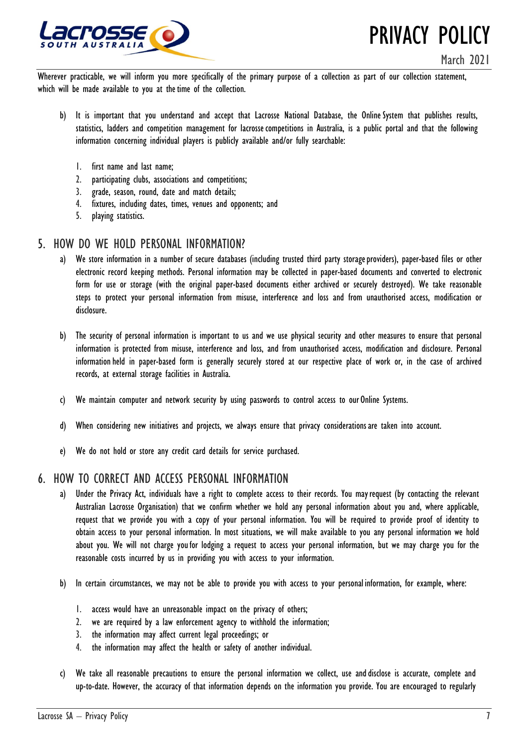Wherever practicable, we will inform you more specifically of the primary purpose of a collection as part of our collection statement, which will be made available to you at the time of the collection.

b) It is important that you understand and accept that Lacrosse National Database, the Online System that publishes results, statistics, ladders and competition management for lacrosse competitions in Australia, is a public portal and that the following information concerning individual players is publicly available and/or fully searchable:

1. first name and last name;
2. participating clubs, associations and competitions;
3. grade, season, round, date and match details;
4. fixtures, including dates, times, venues and opponents; and
5. playing statistics.

## 5. HOW DO WE HOLD PERSONAL INFORMATION?

a) We store information in a number of secure databases (including trusted third party storage providers), paper-based files or other electronic record keeping methods. Personal information may be collected in paper-based documents and converted to electronic form for use or storage (with the original paper-based documents either archived or securely destroyed). We take reasonable steps to protect your personal information from misuse, interference and loss and from unauthorised access, modification or disclosure.

b) The security of personal information is important to us and we use physical security and other measures to ensure that personal information is protected from misuse, interference and loss, and from unauthorised access, modification and disclosure. Personal information held in paper-based form is generally securely stored at our respective place of work or, in the case of archived records, at external storage facilities in Australia.

c) We maintain computer and network security by using passwords to control access to our Online Systems.

d) When considering new initiatives and projects, we always ensure that privacy considerations are taken into account.

e) We do not hold or store any credit card details for service purchased.

## 6. HOW TO CORRECT AND ACCESS PERSONAL INFORMATION

a) Under the Privacy Act, individuals have a right to complete access to their records. You may request (by contacting the relevant Australian Lacrosse Organisation) that we confirm whether we hold any personal information about you and, where applicable, request that we provide you with a copy of your personal information. You will be required to provide proof of identity to obtain access to your personal information. In most situations, we will make available to you any personal information we hold about you. We will not charge you for lodging a request to access your personal information, but we may charge you for the reasonable costs incurred by us in providing you with access to your information.

b) In certain circumstances, we may not be able to provide you with access to your personal information, for example, where:

1. access would have an unreasonable impact on the privacy of others;
2. we are required by a law enforcement agency to withhold the information;
3. the information may affect current legal proceedings; or
4. the information may affect the health or safety of another individual.

c) We take all reasonable precautions to ensure the personal information we collect, use and disclose is accurate, complete and up-to-date. However, the accuracy of that information depends on the information you provide. You are encouraged to regularly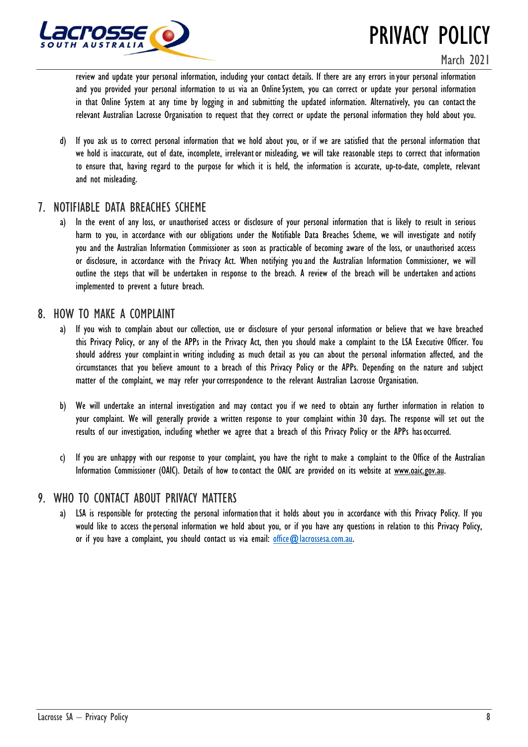review and update your personal information, including your contact details. If there are any errors in your personal information and you provided your personal information to us via an Online System, you can correct or update your personal information in that Online System at any time by logging in and submitting the updated information. Alternatively, you can contact the relevant Australian Lacrosse Organisation to request that they correct or update the personal information they hold about you.

d) If you ask us to correct personal information that we hold about you, or if we are satisfied that the personal information that we hold is inaccurate, out of date, incomplete, irrelevant or misleading, we will take reasonable steps to correct that information to ensure that, having regard to the purpose for which it is held, the information is accurate, up-to-date, complete, relevant and not misleading.

## 7. NOTIFIABLE DATA BREACHES SCHEME

a) In the event of any loss, or unauthorised access or disclosure of your personal information that is likely to result in serious harm to you, in accordance with our obligations under the Notifiable Data Breaches Scheme, we will investigate and notify you and the Australian Information Commissioner as soon as practicable of becoming aware of the loss, or unauthorised access or disclosure, in accordance with the Privacy Act. When notifying you and the Australian Information Commissioner, we will outline the steps that will be undertaken in response to the breach. A review of the breach will be undertaken and actions implemented to prevent a future breach.

## 8. HOW TO MAKE A COMPLAINT

a) If you wish to complain about our collection, use or disclosure of your personal information or believe that we have breached this Privacy Policy, or any of the APPs in the Privacy Act, then you should make a complaint to the LSA Executive Officer. You should address your complaint in writing including as much detail as you can about the personal information affected, and the circumstances that you believe amount to a breach of this Privacy Policy or the APPs. Depending on the nature and subject matter of the complaint, we may refer your correspondence to the relevant Australian Lacrosse Organisation.

b) We will undertake an internal investigation and may contact you if we need to obtain any further information in relation to your complaint. We will generally provide a written response to your complaint within 30 days. The response will set out the results of our investigation, including whether we agree that a breach of this Privacy Policy or the APPs has occurred.

c) If you are unhappy with our response to your complaint, you have the right to make a complaint to the Office of the Australian Information Commissioner (OAIC). Details of how to contact the OAIC are provided on its website at www.oaic.gov.au.

## 9. WHO TO CONTACT ABOUT PRIVACY MATTERS

a) LSA is responsible for protecting the personal information that it holds about you in accordance with this Privacy Policy. If you would like to access the personal information we hold about you, or if you have any questions in relation to this Privacy Policy, or if you have a complaint, you should contact us via email: office@lacrossesa.com.au.